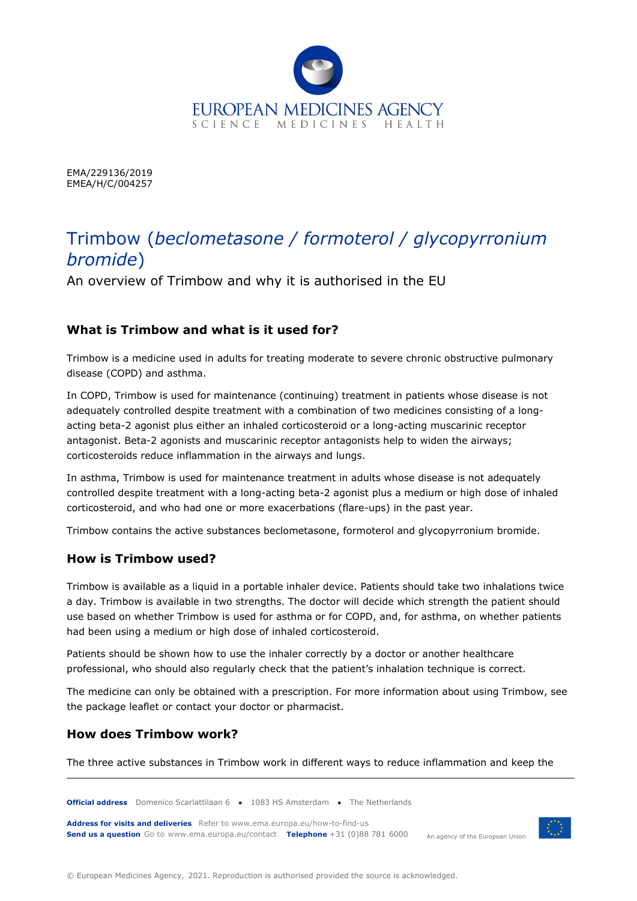EMA/229136/2019
EMEA/H/C/004257

# Trimbow (*beclometasone / formoterol / glycopyrronium bromide*)

An overview of Trimbow and why it is authorised in the EU

## What is Trimbow and what is it used for?

Trimbow is a medicine used in adults for treating moderate to severe chronic obstructive pulmonary disease (COPD) and asthma.

In COPD, Trimbow is used for maintenance (continuing) treatment in patients whose disease is not adequately controlled despite treatment with a combination of two medicines consisting of a long-acting beta-2 agonist plus either an inhaled corticosteroid or a long-acting muscarinic receptor antagonist. Beta-2 agonists and muscarinic receptor antagonists help to widen the airways; corticosteroids reduce inflammation in the airways and lungs.

In asthma, Trimbow is used for maintenance treatment in adults whose disease is not adequately controlled despite treatment with a long-acting beta-2 agonist plus a medium or high dose of inhaled corticosteroid, and who had one or more exacerbations (flare-ups) in the past year.

Trimbow contains the active substances beclometasone, formoterol and glycopyrronium bromide.

## How is Trimbow used?

Trimbow is available as a liquid in a portable inhaler device. Patients should take two inhalations twice a day. Trimbow is available in two strengths. The doctor will decide which strength the patient should use based on whether Trimbow is used for asthma or for COPD, and, for asthma, on whether patients had been using a medium or high dose of inhaled corticosteroid.

Patients should be shown how to use the inhaler correctly by a doctor or another healthcare professional, who should also regularly check that the patient's inhalation technique is correct.

The medicine can only be obtained with a prescription. For more information about using Trimbow, see the package leaflet or contact your doctor or pharmacist.

## How does Trimbow work?

The three active substances in Trimbow work in different ways to reduce inflammation and keep the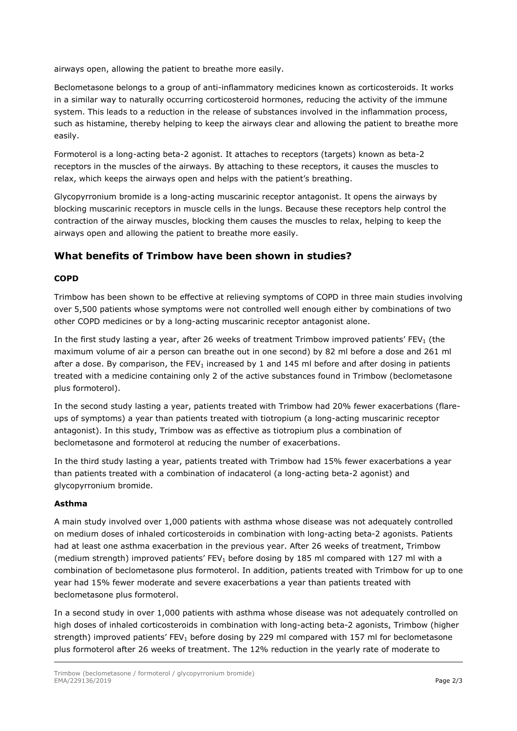airways open, allowing the patient to breathe more easily.

Beclometasone belongs to a group of anti-inflammatory medicines known as corticosteroids. It works in a similar way to naturally occurring corticosteroid hormones, reducing the activity of the immune system. This leads to a reduction in the release of substances involved in the inflammation process, such as histamine, thereby helping to keep the airways clear and allowing the patient to breathe more easily.

Formoterol is a long-acting beta-2 agonist. It attaches to receptors (targets) known as beta-2 receptors in the muscles of the airways. By attaching to these receptors, it causes the muscles to relax, which keeps the airways open and helps with the patient's breathing.

Glycopyrronium bromide is a long-acting muscarinic receptor antagonist. It opens the airways by blocking muscarinic receptors in muscle cells in the lungs. Because these receptors help control the contraction of the airway muscles, blocking them causes the muscles to relax, helping to keep the airways open and allowing the patient to breathe more easily.

## What benefits of Trimbow have been shown in studies?

### COPD

Trimbow has been shown to be effective at relieving symptoms of COPD in three main studies involving over 5,500 patients whose symptoms were not controlled well enough either by combinations of two other COPD medicines or by a long-acting muscarinic receptor antagonist alone.

In the first study lasting a year, after 26 weeks of treatment Trimbow improved patients' $FEV_1$ (the maximum volume of air a person can breathe out in one second) by 82 ml before a dose and 261 ml after a dose. By comparison, the $FEV_1$ increased by 1 and 145 ml before and after dosing in patients treated with a medicine containing only 2 of the active substances found in Trimbow (beclometasone plus formoterol).

In the second study lasting a year, patients treated with Trimbow had 20% fewer exacerbations (flare-ups of symptoms) a year than patients treated with tiotropium (a long-acting muscarinic receptor antagonist). In this study, Trimbow was as effective as tiotropium plus a combination of beclometasone and formoterol at reducing the number of exacerbations.

In the third study lasting a year, patients treated with Trimbow had 15% fewer exacerbations a year than patients treated with a combination of indacaterol (a long-acting beta-2 agonist) and glycopyrronium bromide.

### Asthma

A main study involved over 1,000 patients with asthma whose disease was not adequately controlled on medium doses of inhaled corticosteroids in combination with long-acting beta-2 agonists. Patients had at least one asthma exacerbation in the previous year. After 26 weeks of treatment, Trimbow (medium strength) improved patients' $FEV_1$ before dosing by 185 ml compared with 127 ml with a combination of beclometasone plus formoterol. In addition, patients treated with Trimbow for up to one year had 15% fewer moderate and severe exacerbations a year than patients treated with beclometasone plus formoterol.

In a second study in over 1,000 patients with asthma whose disease was not adequately controlled on high doses of inhaled corticosteroids in combination with long-acting beta-2 agonists, Trimbow (higher strength) improved patients' $FEV_1$ before dosing by 229 ml compared with 157 ml for beclometasone plus formoterol after 26 weeks of treatment. The 12% reduction in the yearly rate of moderate to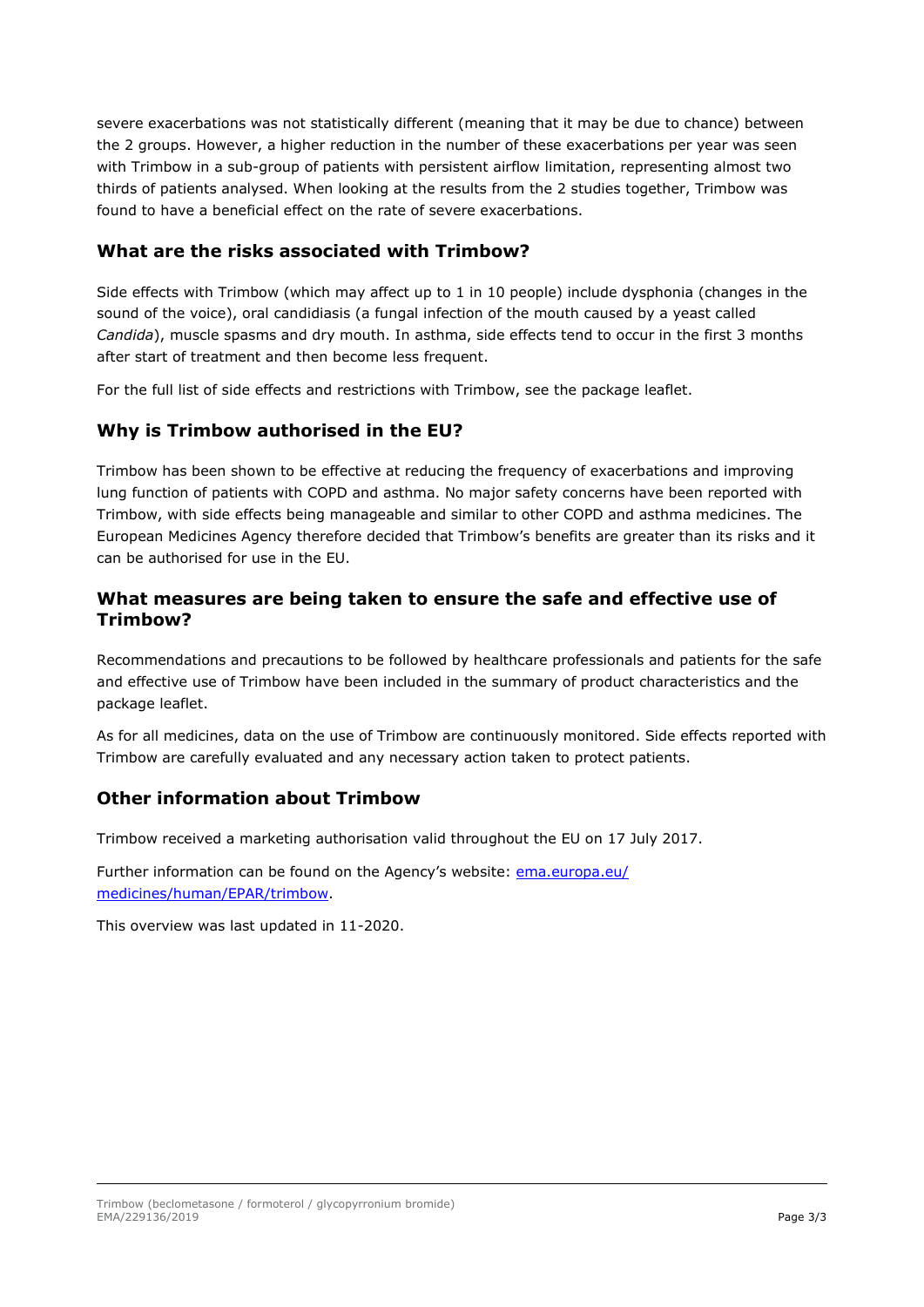severe exacerbations was not statistically different (meaning that it may be due to chance) between the 2 groups. However, a higher reduction in the number of these exacerbations per year was seen with Trimbow in a sub-group of patients with persistent airflow limitation, representing almost two thirds of patients analysed. When looking at the results from the 2 studies together, Trimbow was found to have a beneficial effect on the rate of severe exacerbations.

## What are the risks associated with Trimbow?

Side effects with Trimbow (which may affect up to 1 in 10 people) include dysphonia (changes in the sound of the voice), oral candidiasis (a fungal infection of the mouth caused by a yeast called *Candida*), muscle spasms and dry mouth. In asthma, side effects tend to occur in the first 3 months after start of treatment and then become less frequent.

For the full list of side effects and restrictions with Trimbow, see the package leaflet.

## Why is Trimbow authorised in the EU?

Trimbow has been shown to be effective at reducing the frequency of exacerbations and improving lung function of patients with COPD and asthma. No major safety concerns have been reported with Trimbow, with side effects being manageable and similar to other COPD and asthma medicines. The European Medicines Agency therefore decided that Trimbow's benefits are greater than its risks and it can be authorised for use in the EU.

## What measures are being taken to ensure the safe and effective use of Trimbow?

Recommendations and precautions to be followed by healthcare professionals and patients for the safe and effective use of Trimbow have been included in the summary of product characteristics and the package leaflet.

As for all medicines, data on the use of Trimbow are continuously monitored. Side effects reported with Trimbow are carefully evaluated and any necessary action taken to protect patients.

## Other information about Trimbow

Trimbow received a marketing authorisation valid throughout the EU on 17 July 2017.

Further information can be found on the Agency's website: [ema.europa.eu/medicines/human/EPAR/trimbow](ema.europa.eu/medicines/human/EPAR/trimbow).

This overview was last updated in 11-2020.